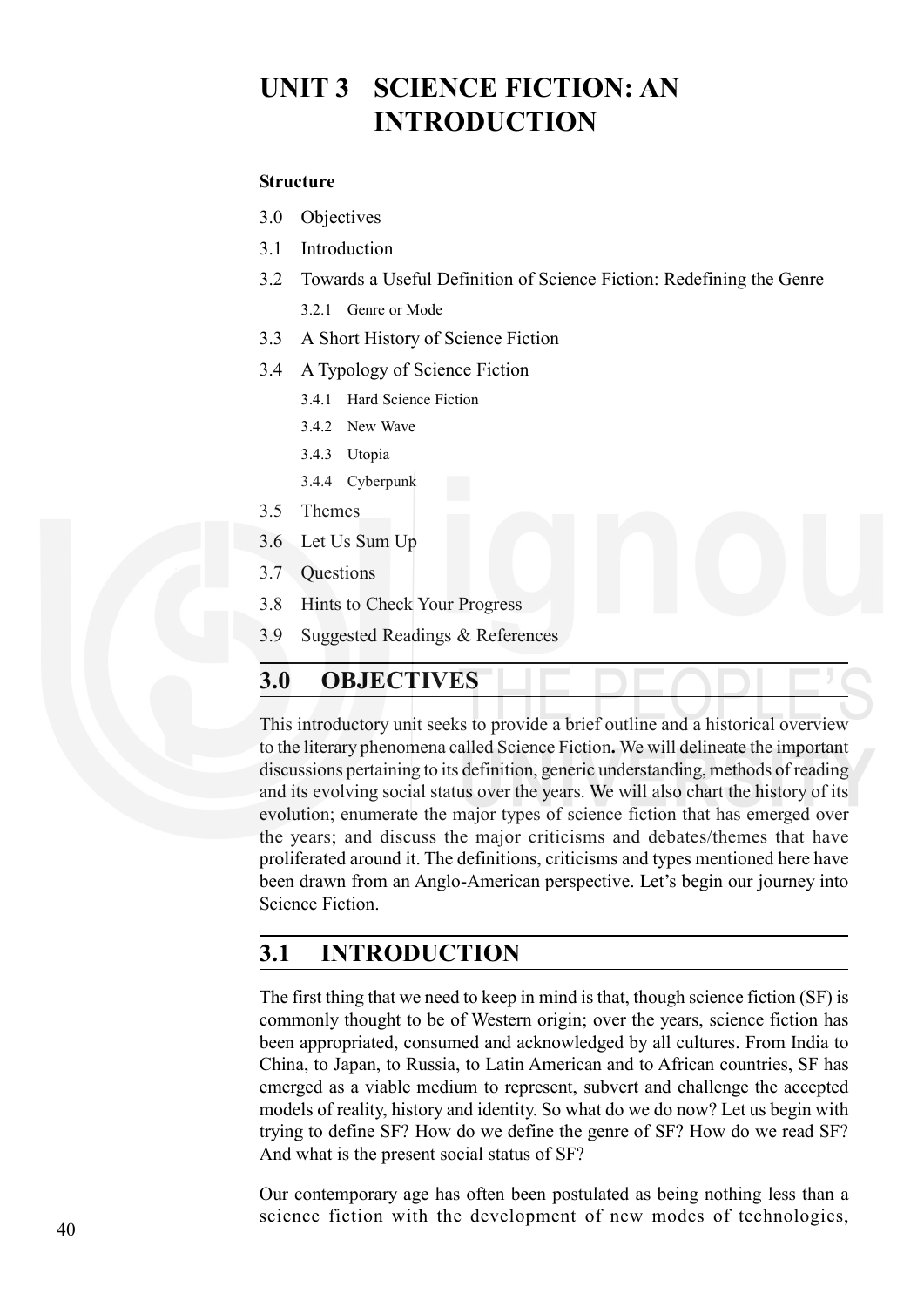# UNIT 3 SCIENCE FICTION: AN INTRODUCTION

**Structure**

3.0 Objectives

3.1 Introduction

3.2 Towards a Useful Definition of Science Fiction: Redefining the Genre

  3.2.1 Genre or Mode

3.3 A Short History of Science Fiction

3.4 A Typology of Science Fiction

  3.4.1 Hard Science Fiction

  3.4.2 New Wave

  3.4.3 Utopia

  3.4.4 Cyberpunk

3.5 Themes

3.6 Let Us Sum Up

3.7 Questions

3.8 Hints to Check Your Progress

3.9 Suggested Readings & References

## 3.0 OBJECTIVES

This introductory unit seeks to provide a brief outline and a historical overview to the literary phenomena called Science Fiction**.** We will delineate the important discussions pertaining to its definition, generic understanding, methods of reading and its evolving social status over the years. We will also chart the history of its evolution; enumerate the major types of science fiction that has emerged over the years; and discuss the major criticisms and debates/themes that have proliferated around it. The definitions, criticisms and types mentioned here have been drawn from an Anglo-American perspective. Let's begin our journey into Science Fiction.

## 3.1 INTRODUCTION

The first thing that we need to keep in mind is that, though science fiction (SF) is commonly thought to be of Western origin; over the years, science fiction has been appropriated, consumed and acknowledged by all cultures. From India to China, to Japan, to Russia, to Latin American and to African countries, SF has emerged as a viable medium to represent, subvert and challenge the accepted models of reality, history and identity. So what do we do now? Let us begin with trying to define SF? How do we define the genre of SF? How do we read SF? And what is the present social status of SF?

Our contemporary age has often been postulated as being nothing less than a science fiction with the development of new modes of technologies,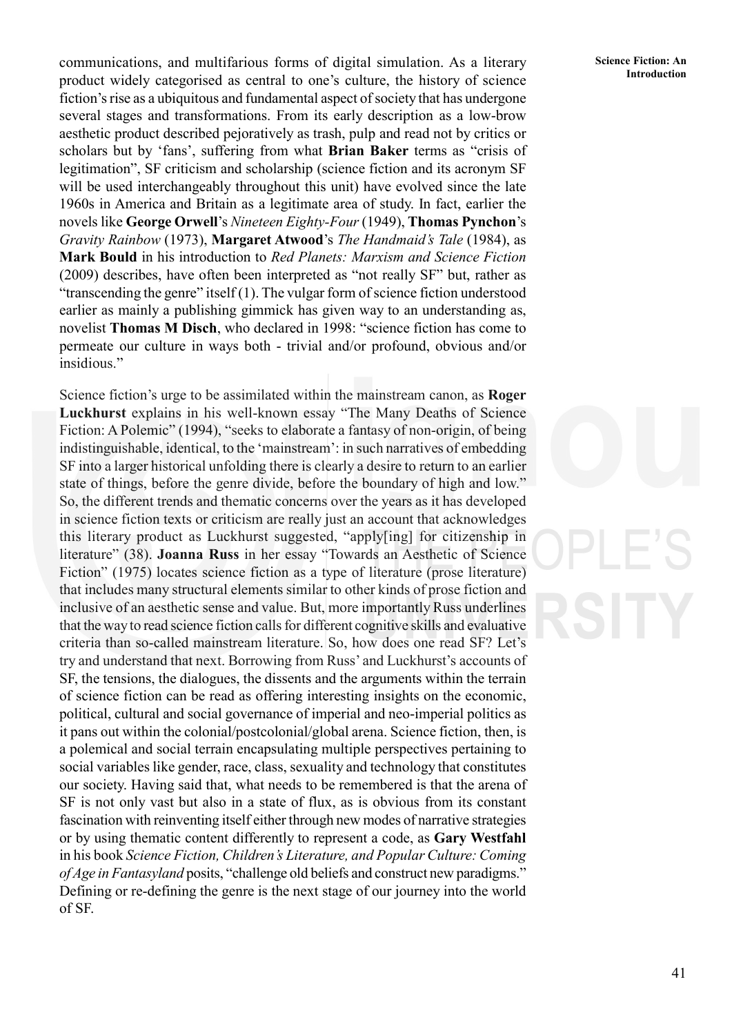communications, and multifarious forms of digital simulation. As a literary product widely categorised as central to one's culture, the history of science fiction's rise as a ubiquitous and fundamental aspect of society that has undergone several stages and transformations. From its early description as a low-brow aesthetic product described pejoratively as trash, pulp and read not by critics or scholars but by 'fans', suffering from what **Brian Baker** terms as "crisis of legitimation", SF criticism and scholarship (science fiction and its acronym SF will be used interchangeably throughout this unit) have evolved since the late 1960s in America and Britain as a legitimate area of study. In fact, earlier the novels like **George Orwell**'s *Nineteen Eighty-Four* (1949), **Thomas Pynchon**'s *Gravity Rainbow* (1973), **Margaret Atwood**'s *The Handmaid's Tale* (1984), as **Mark Bould** in his introduction to *Red Planets: Marxism and Science Fiction* (2009) describes, have often been interpreted as "not really SF" but, rather as "transcending the genre" itself (1). The vulgar form of science fiction understood earlier as mainly a publishing gimmick has given way to an understanding as, novelist **Thomas M Disch**, who declared in 1998: "science fiction has come to permeate our culture in ways both - trivial and/or profound, obvious and/or insidious."

Science fiction's urge to be assimilated within the mainstream canon, as **Roger Luckhurst** explains in his well-known essay "The Many Deaths of Science Fiction: A Polemic" (1994), "seeks to elaborate a fantasy of non-origin, of being indistinguishable, identical, to the 'mainstream': in such narratives of embedding SF into a larger historical unfolding there is clearly a desire to return to an earlier state of things, before the genre divide, before the boundary of high and low." So, the different trends and thematic concerns over the years as it has developed in science fiction texts or criticism are really just an account that acknowledges this literary product as Luckhurst suggested, "apply[ing] for citizenship in literature" (38). **Joanna Russ** in her essay "Towards an Aesthetic of Science Fiction" (1975) locates science fiction as a type of literature (prose literature) that includes many structural elements similar to other kinds of prose fiction and inclusive of an aesthetic sense and value. But, more importantly Russ underlines that the way to read science fiction calls for different cognitive skills and evaluative criteria than so-called mainstream literature. So, how does one read SF? Let's try and understand that next. Borrowing from Russ' and Luckhurst's accounts of SF, the tensions, the dialogues, the dissents and the arguments within the terrain of science fiction can be read as offering interesting insights on the economic, political, cultural and social governance of imperial and neo-imperial politics as it pans out within the colonial/postcolonial/global arena. Science fiction, then, is a polemical and social terrain encapsulating multiple perspectives pertaining to social variables like gender, race, class, sexuality and technology that constitutes our society. Having said that, what needs to be remembered is that the arena of SF is not only vast but also in a state of flux, as is obvious from its constant fascination with reinventing itself either through new modes of narrative strategies or by using thematic content differently to represent a code, as **Gary Westfahl** in his book *Science Fiction, Children's Literature, and Popular Culture: Coming of Age in Fantasyland* posits, "challenge old beliefs and construct new paradigms." Defining or re-defining the genre is the next stage of our journey into the world of SF.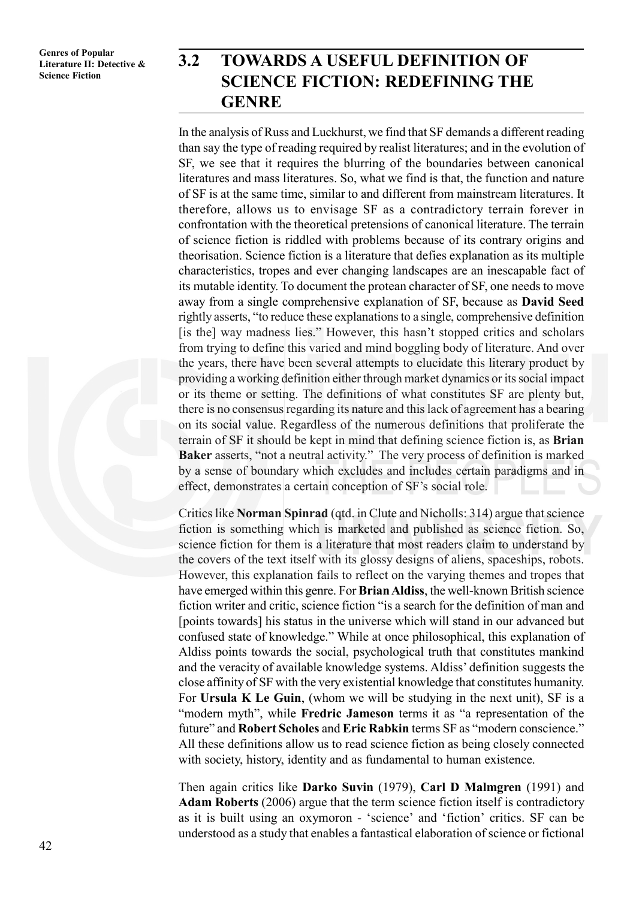## 3.2 TOWARDS A USEFUL DEFINITION OF SCIENCE FICTION: REDEFINING THE GENRE

In the analysis of Russ and Luckhurst, we find that SF demands a different reading than say the type of reading required by realist literatures; and in the evolution of SF, we see that it requires the blurring of the boundaries between canonical literatures and mass literatures. So, what we find is that, the function and nature of SF is at the same time, similar to and different from mainstream literatures. It therefore, allows us to envisage SF as a contradictory terrain forever in confrontation with the theoretical pretensions of canonical literature. The terrain of science fiction is riddled with problems because of its contrary origins and theorisation. Science fiction is a literature that defies explanation as its multiple characteristics, tropes and ever changing landscapes are an inescapable fact of its mutable identity. To document the protean character of SF, one needs to move away from a single comprehensive explanation of SF, because as **David Seed** rightly asserts, "to reduce these explanations to a single, comprehensive definition [is the] way madness lies." However, this hasn't stopped critics and scholars from trying to define this varied and mind boggling body of literature. And over the years, there have been several attempts to elucidate this literary product by providing a working definition either through market dynamics or its social impact or its theme or setting. The definitions of what constitutes SF are plenty but, there is no consensus regarding its nature and this lack of agreement has a bearing on its social value. Regardless of the numerous definitions that proliferate the terrain of SF it should be kept in mind that defining science fiction is, as **Brian Baker** asserts, "not a neutral activity." The very process of definition is marked by a sense of boundary which excludes and includes certain paradigms and in effect, demonstrates a certain conception of SF's social role.

Critics like **Norman Spinrad** (qtd. in Clute and Nicholls: 314) argue that science fiction is something which is marketed and published as science fiction. So, science fiction for them is a literature that most readers claim to understand by the covers of the text itself with its glossy designs of aliens, spaceships, robots. However, this explanation fails to reflect on the varying themes and tropes that have emerged within this genre. For **Brian Aldiss**, the well-known British science fiction writer and critic, science fiction "is a search for the definition of man and [points towards] his status in the universe which will stand in our advanced but confused state of knowledge." While at once philosophical, this explanation of Aldiss points towards the social, psychological truth that constitutes mankind and the veracity of available knowledge systems. Aldiss' definition suggests the close affinity of SF with the very existential knowledge that constitutes humanity. For **Ursula K Le Guin**, (whom we will be studying in the next unit), SF is a "modern myth", while **Fredric Jameson** terms it as "a representation of the future" and **Robert Scholes** and **Eric Rabkin** terms SF as "modern conscience." All these definitions allow us to read science fiction as being closely connected with society, history, identity and as fundamental to human existence.

Then again critics like **Darko Suvin** (1979), **Carl D Malmgren** (1991) and **Adam Roberts** (2006) argue that the term science fiction itself is contradictory as it is built using an oxymoron - 'science' and 'fiction' critics. SF can be understood as a study that enables a fantastical elaboration of science or fictional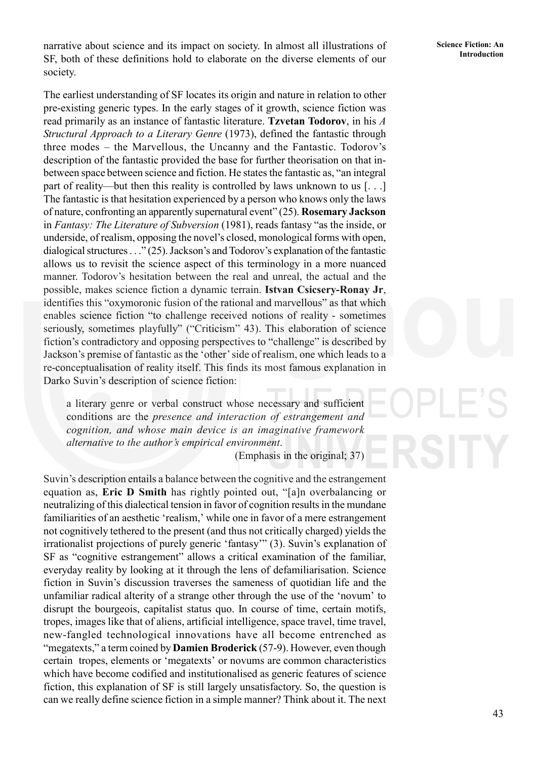narrative about science and its impact on society. In almost all illustrations of SF, both of these definitions hold to elaborate on the diverse elements of our society.

The earliest understanding of SF locates its origin and nature in relation to other pre-existing generic types. In the early stages of it growth, science fiction was read primarily as an instance of fantastic literature. **Tzvetan Todorov**, in his *A Structural Approach to a Literary Genre* (1973), defined the fantastic through three modes – the Marvellous, the Uncanny and the Fantastic. Todorov's description of the fantastic provided the base for further theorisation on that in-between space between science and fiction. He states the fantastic as, "an integral part of reality—but then this reality is controlled by laws unknown to us [. . .] The fantastic is that hesitation experienced by a person who knows only the laws of nature, confronting an apparently supernatural event" (25). **Rosemary Jackson** in *Fantasy: The Literature of Subversion* (1981), reads fantasy "as the inside, or underside, of realism, opposing the novel's closed, monological forms with open, dialogical structures . . ." (25). Jackson's and Todorov's explanation of the fantastic allows us to revisit the science aspect of this terminology in a more nuanced manner. Todorov's hesitation between the real and unreal, the actual and the possible, makes science fiction a dynamic terrain. **Istvan Csicsery-Ronay Jr**, identifies this "oxymoronic fusion of the rational and marvellous" as that which enables science fiction "to challenge received notions of reality - sometimes seriously, sometimes playfully" ("Criticism" 43). This elaboration of science fiction's contradictory and opposing perspectives to "challenge" is described by Jackson's premise of fantastic as the 'other' side of realism, one which leads to a re-conceptualisation of reality itself. This finds its most famous explanation in Darko Suvin's description of science fiction:

> a literary genre or verbal construct whose necessary and sufficient conditions are the *presence and interaction of estrangement and cognition, and whose main device is an imaginative framework alternative to the author's empirical environment*.
>
> (Emphasis in the original; 37)

Suvin's description entails a balance between the cognitive and the estrangement equation as, **Eric D Smith** has rightly pointed out, "[a]n overbalancing or neutralizing of this dialectical tension in favor of cognition results in the mundane familiarities of an aesthetic 'realism,' while one in favor of a mere estrangement not cognitively tethered to the present (and thus not critically charged) yields the irrationalist projections of purely generic 'fantasy'" (3). Suvin's explanation of SF as "cognitive estrangement" allows a critical examination of the familiar, everyday reality by looking at it through the lens of defamiliarisation. Science fiction in Suvin's discussion traverses the sameness of quotidian life and the unfamiliar radical alterity of a strange other through the use of the 'novum' to disrupt the bourgeois, capitalist status quo. In course of time, certain motifs, tropes, images like that of aliens, artificial intelligence, space travel, time travel, new-fangled technological innovations have all become entrenched as "megatexts," a term coined by **Damien Broderick** (57-9). However, even though certain tropes, elements or 'megatexts' or novums are common characteristics which have become codified and institutionalised as generic features of science fiction, this explanation of SF is still largely unsatisfactory. So, the question is can we really define science fiction in a simple manner? Think about it. The next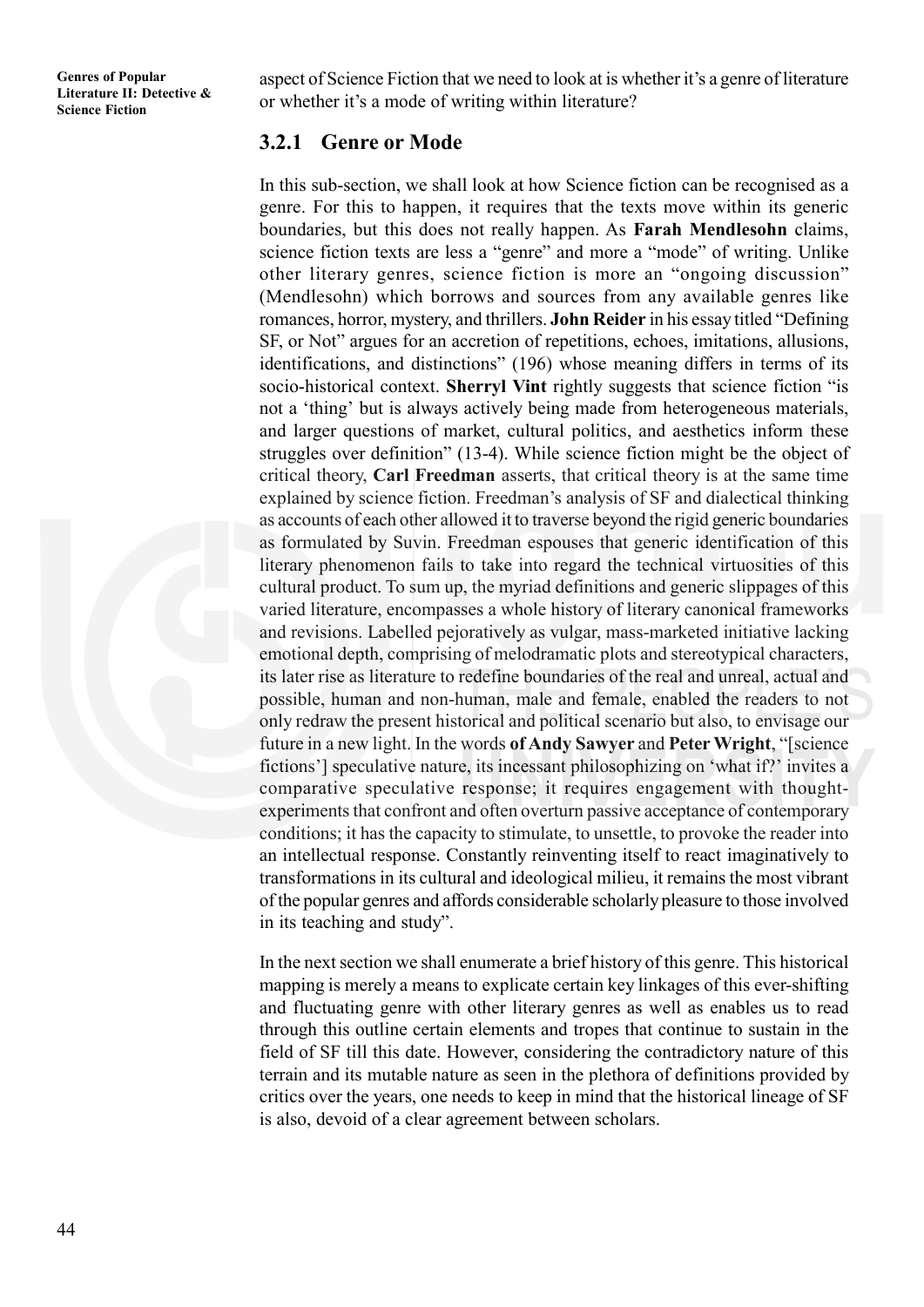aspect of Science Fiction that we need to look at is whether it's a genre of literature or whether it's a mode of writing within literature?

### 3.2.1 Genre or Mode

In this sub-section, we shall look at how Science fiction can be recognised as a genre. For this to happen, it requires that the texts move within its generic boundaries, but this does not really happen. As **Farah Mendlesohn** claims, science fiction texts are less a "genre" and more a "mode" of writing. Unlike other literary genres, science fiction is more an "ongoing discussion" (Mendlesohn) which borrows and sources from any available genres like romances, horror, mystery, and thrillers. **John Reider** in his essay titled "Defining SF, or Not" argues for an accretion of repetitions, echoes, imitations, allusions, identifications, and distinctions" (196) whose meaning differs in terms of its socio-historical context. **Sherryl Vint** rightly suggests that science fiction "is not a 'thing' but is always actively being made from heterogeneous materials, and larger questions of market, cultural politics, and aesthetics inform these struggles over definition" (13-4). While science fiction might be the object of critical theory, **Carl Freedman** asserts, that critical theory is at the same time explained by science fiction. Freedman's analysis of SF and dialectical thinking as accounts of each other allowed it to traverse beyond the rigid generic boundaries as formulated by Suvin. Freedman espouses that generic identification of this literary phenomenon fails to take into regard the technical virtuosities of this cultural product. To sum up, the myriad definitions and generic slippages of this varied literature, encompasses a whole history of literary canonical frameworks and revisions. Labelled pejoratively as vulgar, mass-marketed initiative lacking emotional depth, comprising of melodramatic plots and stereotypical characters, its later rise as literature to redefine boundaries of the real and unreal, actual and possible, human and non-human, male and female, enabled the readers to not only redraw the present historical and political scenario but also, to envisage our future in a new light. In the words **of Andy Sawyer** and **Peter Wright**, "[science fictions'] speculative nature, its incessant philosophizing on 'what if?' invites a comparative speculative response; it requires engagement with thought-experiments that confront and often overturn passive acceptance of contemporary conditions; it has the capacity to stimulate, to unsettle, to provoke the reader into an intellectual response. Constantly reinventing itself to react imaginatively to transformations in its cultural and ideological milieu, it remains the most vibrant of the popular genres and affords considerable scholarly pleasure to those involved in its teaching and study".

In the next section we shall enumerate a brief history of this genre. This historical mapping is merely a means to explicate certain key linkages of this ever-shifting and fluctuating genre with other literary genres as well as enables us to read through this outline certain elements and tropes that continue to sustain in the field of SF till this date. However, considering the contradictory nature of this terrain and its mutable nature as seen in the plethora of definitions provided by critics over the years, one needs to keep in mind that the historical lineage of SF is also, devoid of a clear agreement between scholars.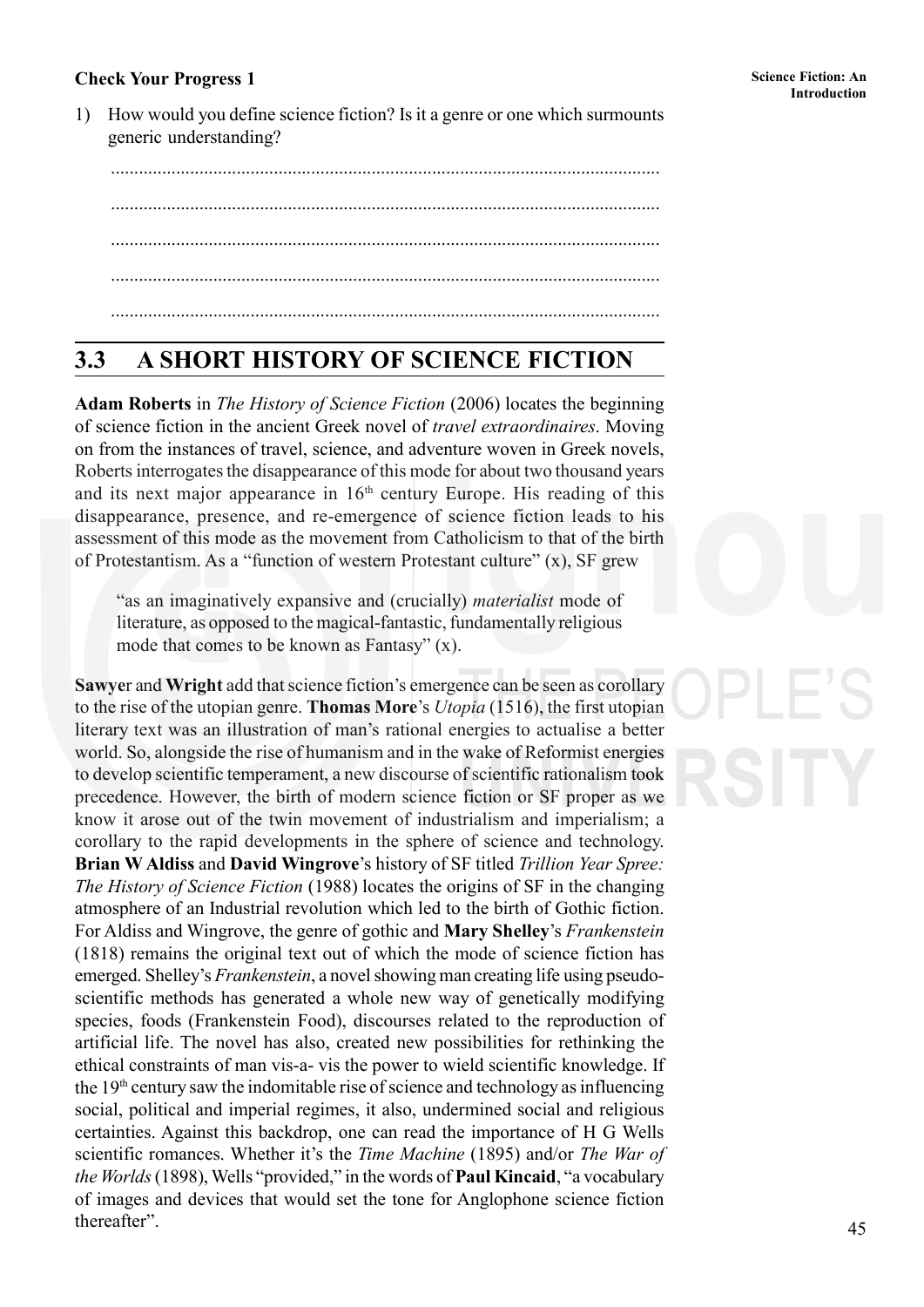**Check Your Progress 1**

1) How would you define science fiction? Is it a genre or one which surmounts generic understanding?

.....................................................................................................................

.....................................................................................................................

.....................................................................................................................

.....................................................................................................................

.....................................................................................................................

## 3.3 A SHORT HISTORY OF SCIENCE FICTION

**Adam Roberts** in *The History of Science Fiction* (2006) locates the beginning of science fiction in the ancient Greek novel of *travel extraordinaires*. Moving on from the instances of travel, science, and adventure woven in Greek novels, Roberts interrogates the disappearance of this mode for about two thousand years and its next major appearance in 16th century Europe. His reading of this disappearance, presence, and re-emergence of science fiction leads to his assessment of this mode as the movement from Catholicism to that of the birth of Protestantism. As a "function of western Protestant culture" (x), SF grew

> "as an imaginatively expansive and (crucially) *materialist* mode of literature, as opposed to the magical-fantastic, fundamentally religious mode that comes to be known as Fantasy" (x).

**Sawye**r and **Wright** add that science fiction's emergence can be seen as corollary to the rise of the utopian genre. **Thomas More**'s *Utopia* (1516), the first utopian literary text was an illustration of man's rational energies to actualise a better world. So, alongside the rise of humanism and in the wake of Reformist energies to develop scientific temperament, a new discourse of scientific rationalism took precedence. However, the birth of modern science fiction or SF proper as we know it arose out of the twin movement of industrialism and imperialism; a corollary to the rapid developments in the sphere of science and technology. **Brian W Aldiss** and **David Wingrove**'s history of SF titled *Trillion Year Spree: The History of Science Fiction* (1988) locates the origins of SF in the changing atmosphere of an Industrial revolution which led to the birth of Gothic fiction. For Aldiss and Wingrove, the genre of gothic and **Mary Shelley**'s *Frankenstein* (1818) remains the original text out of which the mode of science fiction has emerged. Shelley's *Frankenstein*, a novel showing man creating life using pseudo-scientific methods has generated a whole new way of genetically modifying species, foods (Frankenstein Food), discourses related to the reproduction of artificial life. The novel has also, created new possibilities for rethinking the ethical constraints of man vis-a- vis the power to wield scientific knowledge. If the 19th century saw the indomitable rise of science and technology as influencing social, political and imperial regimes, it also, undermined social and religious certainties. Against this backdrop, one can read the importance of H G Wells scientific romances. Whether it's the *Time Machine* (1895) and/or *The War of the Worlds* (1898), Wells "provided," in the words of **Paul Kincaid**, "a vocabulary of images and devices that would set the tone for Anglophone science fiction thereafter".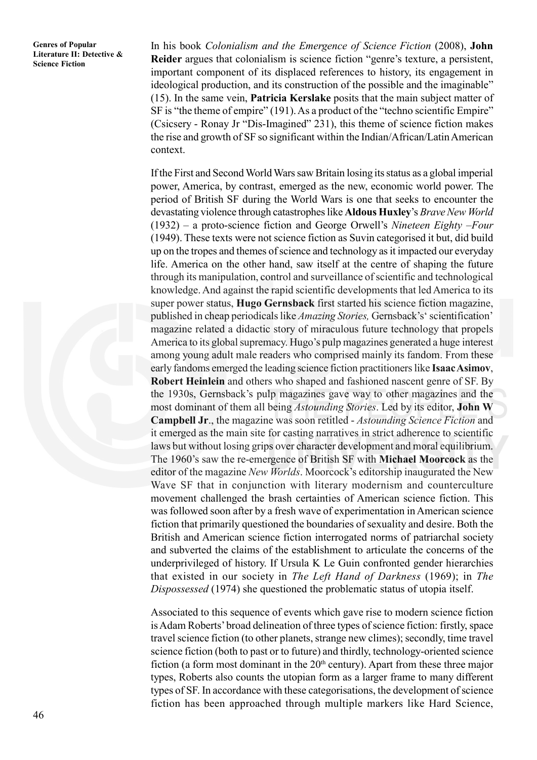In his book *Colonialism and the Emergence of Science Fiction* (2008), **John Reider** argues that colonialism is science fiction "genre's texture, a persistent, important component of its displaced references to history, its engagement in ideological production, and its construction of the possible and the imaginable" (15). In the same vein, **Patricia Kerslake** posits that the main subject matter of SF is "the theme of empire" (191). As a product of the "techno scientific Empire" (Csicsery - Ronay Jr "Dis-Imagined" 231), this theme of science fiction makes the rise and growth of SF so significant within the Indian/African/Latin American context.

If the First and Second World Wars saw Britain losing its status as a global imperial power, America, by contrast, emerged as the new, economic world power. The period of British SF during the World Wars is one that seeks to encounter the devastating violence through catastrophes like **Aldous Huxley**'s *Brave New World* (1932) – a proto-science fiction and George Orwell's *Nineteen Eighty –Four* (1949). These texts were not science fiction as Suvin categorised it but, did build up on the tropes and themes of science and technology as it impacted our everyday life. America on the other hand, saw itself at the centre of shaping the future through its manipulation, control and surveillance of scientific and technological knowledge. And against the rapid scientific developments that led America to its super power status, **Hugo Gernsback** first started his science fiction magazine, published in cheap periodicals like *Amazing Stories,* Gernsback's' scientifiction' magazine related a didactic story of miraculous future technology that propels America to its global supremacy. Hugo's pulp magazines generated a huge interest among young adult male readers who comprised mainly its fandom. From these early fandoms emerged the leading science fiction practitioners like **Isaac Asimov**, **Robert Heinlein** and others who shaped and fashioned nascent genre of SF. By the 1930s, Gernsback's pulp magazines gave way to other magazines and the most dominant of them all being *Astounding Stories*. Led by its editor, **John W Campbell Jr**., the magazine was soon retitled - *Astounding Science Fiction* and it emerged as the main site for casting narratives in strict adherence to scientific laws but without losing grips over character development and moral equilibrium. The 1960's saw the re-emergence of British SF with **Michael Moorcock** as the editor of the magazine *New Worlds*. Moorcock's editorship inaugurated the New Wave SF that in conjunction with literary modernism and counterculture movement challenged the brash certainties of American science fiction. This was followed soon after by a fresh wave of experimentation in American science fiction that primarily questioned the boundaries of sexuality and desire. Both the British and American science fiction interrogated norms of patriarchal society and subverted the claims of the establishment to articulate the concerns of the underprivileged of history. If Ursula K Le Guin confronted gender hierarchies that existed in our society in *The Left Hand of Darkness* (1969); in *The Dispossessed* (1974) she questioned the problematic status of utopia itself.

Associated to this sequence of events which gave rise to modern science fiction is Adam Roberts' broad delineation of three types of science fiction: firstly, space travel science fiction (to other planets, strange new climes); secondly, time travel science fiction (both to past or to future) and thirdly, technology-oriented science fiction (a form most dominant in the 20th century). Apart from these three major types, Roberts also counts the utopian form as a larger frame to many different types of SF. In accordance with these categorisations, the development of science fiction has been approached through multiple markers like Hard Science,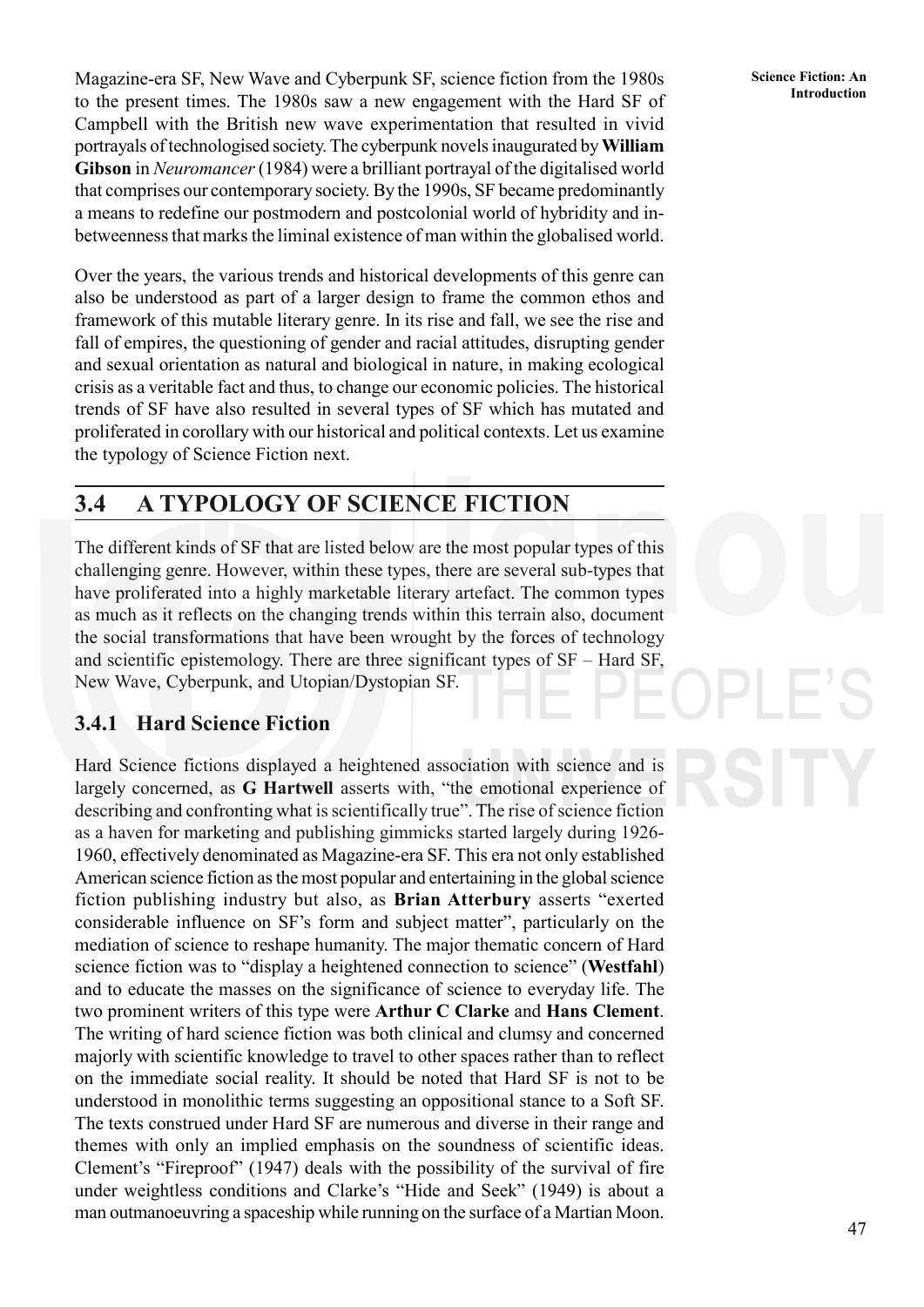Magazine-era SF, New Wave and Cyberpunk SF, science fiction from the 1980s to the present times. The 1980s saw a new engagement with the Hard SF of Campbell with the British new wave experimentation that resulted in vivid portrayals of technologised society. The cyberpunk novels inaugurated by **William Gibson** in *Neuromancer* (1984) were a brilliant portrayal of the digitalised world that comprises our contemporary society. By the 1990s, SF became predominantly a means to redefine our postmodern and postcolonial world of hybridity and in-betweenness that marks the liminal existence of man within the globalised world.

Over the years, the various trends and historical developments of this genre can also be understood as part of a larger design to frame the common ethos and framework of this mutable literary genre. In its rise and fall, we see the rise and fall of empires, the questioning of gender and racial attitudes, disrupting gender and sexual orientation as natural and biological in nature, in making ecological crisis as a veritable fact and thus, to change our economic policies. The historical trends of SF have also resulted in several types of SF which has mutated and proliferated in corollary with our historical and political contexts. Let us examine the typology of Science Fiction next.

## 3.4 A TYPOLOGY OF SCIENCE FICTION

The different kinds of SF that are listed below are the most popular types of this challenging genre. However, within these types, there are several sub-types that have proliferated into a highly marketable literary artefact. The common types as much as it reflects on the changing trends within this terrain also, document the social transformations that have been wrought by the forces of technology and scientific epistemology. There are three significant types of SF – Hard SF, New Wave, Cyberpunk, and Utopian/Dystopian SF.

### 3.4.1 Hard Science Fiction

Hard Science fictions displayed a heightened association with science and is largely concerned, as **G Hartwell** asserts with, "the emotional experience of describing and confronting what is scientifically true". The rise of science fiction as a haven for marketing and publishing gimmicks started largely during 1926-1960, effectively denominated as Magazine-era SF. This era not only established American science fiction as the most popular and entertaining in the global science fiction publishing industry but also, as **Brian Atterbury** asserts "exerted considerable influence on SF's form and subject matter", particularly on the mediation of science to reshape humanity. The major thematic concern of Hard science fiction was to "display a heightened connection to science" (**Westfahl**) and to educate the masses on the significance of science to everyday life. The two prominent writers of this type were **Arthur C Clarke** and **Hans Clement**. The writing of hard science fiction was both clinical and clumsy and concerned majorly with scientific knowledge to travel to other spaces rather than to reflect on the immediate social reality. It should be noted that Hard SF is not to be understood in monolithic terms suggesting an oppositional stance to a Soft SF. The texts construed under Hard SF are numerous and diverse in their range and themes with only an implied emphasis on the soundness of scientific ideas. Clement's "Fireproof" (1947) deals with the possibility of the survival of fire under weightless conditions and Clarke's "Hide and Seek" (1949) is about a man outmanoeuvring a spaceship while running on the surface of a Martian Moon.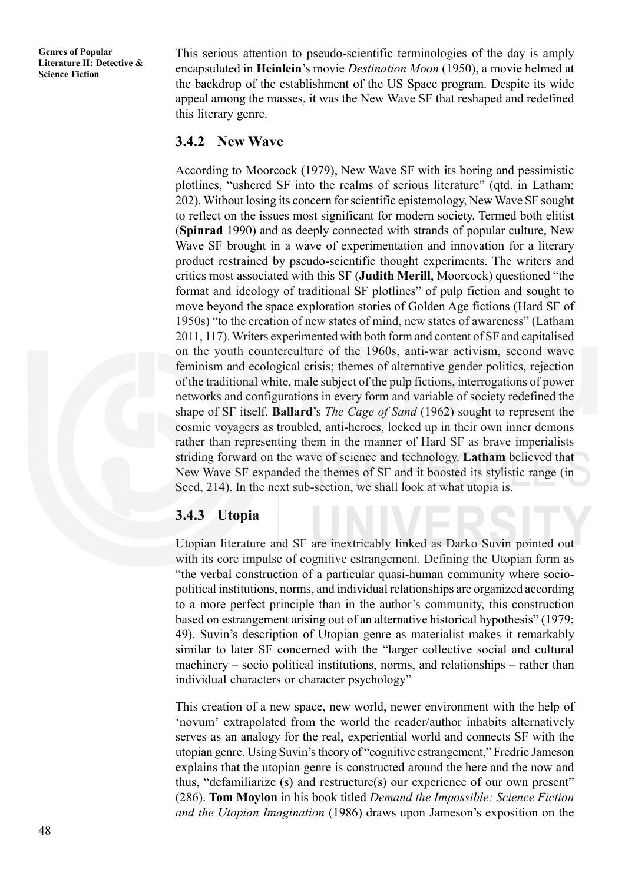This serious attention to pseudo-scientific terminologies of the day is amply encapsulated in **Heinlein**'s movie *Destination Moon* (1950), a movie helmed at the backdrop of the establishment of the US Space program. Despite its wide appeal among the masses, it was the New Wave SF that reshaped and redefined this literary genre.

### 3.4.2 New Wave

According to Moorcock (1979), New Wave SF with its boring and pessimistic plotlines, "ushered SF into the realms of serious literature" (qtd. in Latham: 202). Without losing its concern for scientific epistemology, New Wave SF sought to reflect on the issues most significant for modern society. Termed both elitist (**Spinrad** 1990) and as deeply connected with strands of popular culture, New Wave SF brought in a wave of experimentation and innovation for a literary product restrained by pseudo-scientific thought experiments. The writers and critics most associated with this SF (**Judith Merill**, Moorcock) questioned "the format and ideology of traditional SF plotlines" of pulp fiction and sought to move beyond the space exploration stories of Golden Age fictions (Hard SF of 1950s) "to the creation of new states of mind, new states of awareness" (Latham 2011, 117). Writers experimented with both form and content of SF and capitalised on the youth counterculture of the 1960s, anti-war activism, second wave feminism and ecological crisis; themes of alternative gender politics, rejection of the traditional white, male subject of the pulp fictions, interrogations of power networks and configurations in every form and variable of society redefined the shape of SF itself. **Ballard**'s *The Cage of Sand* (1962) sought to represent the cosmic voyagers as troubled, anti-heroes, locked up in their own inner demons rather than representing them in the manner of Hard SF as brave imperialists striding forward on the wave of science and technology. **Latham** believed that New Wave SF expanded the themes of SF and it boosted its stylistic range (in Seed, 214). In the next sub-section, we shall look at what utopia is.

### 3.4.3 Utopia

Utopian literature and SF are inextricably linked as Darko Suvin pointed out with its core impulse of cognitive estrangement. Defining the Utopian form as "the verbal construction of a particular quasi-human community where socio-political institutions, norms, and individual relationships are organized according to a more perfect principle than in the author's community, this construction based on estrangement arising out of an alternative historical hypothesis" (1979; 49). Suvin's description of Utopian genre as materialist makes it remarkably similar to later SF concerned with the "larger collective social and cultural machinery – socio political institutions, norms, and relationships – rather than individual characters or character psychology"

This creation of a new space, new world, newer environment with the help of 'novum' extrapolated from the world the reader/author inhabits alternatively serves as an analogy for the real, experiential world and connects SF with the utopian genre. Using Suvin's theory of "cognitive estrangement," Fredric Jameson explains that the utopian genre is constructed around the here and the now and thus, "defamiliarize (s) and restructure(s) our experience of our own present" (286). **Tom Moylon** in his book titled *Demand the Impossible: Science Fiction and the Utopian Imagination* (1986) draws upon Jameson's exposition on the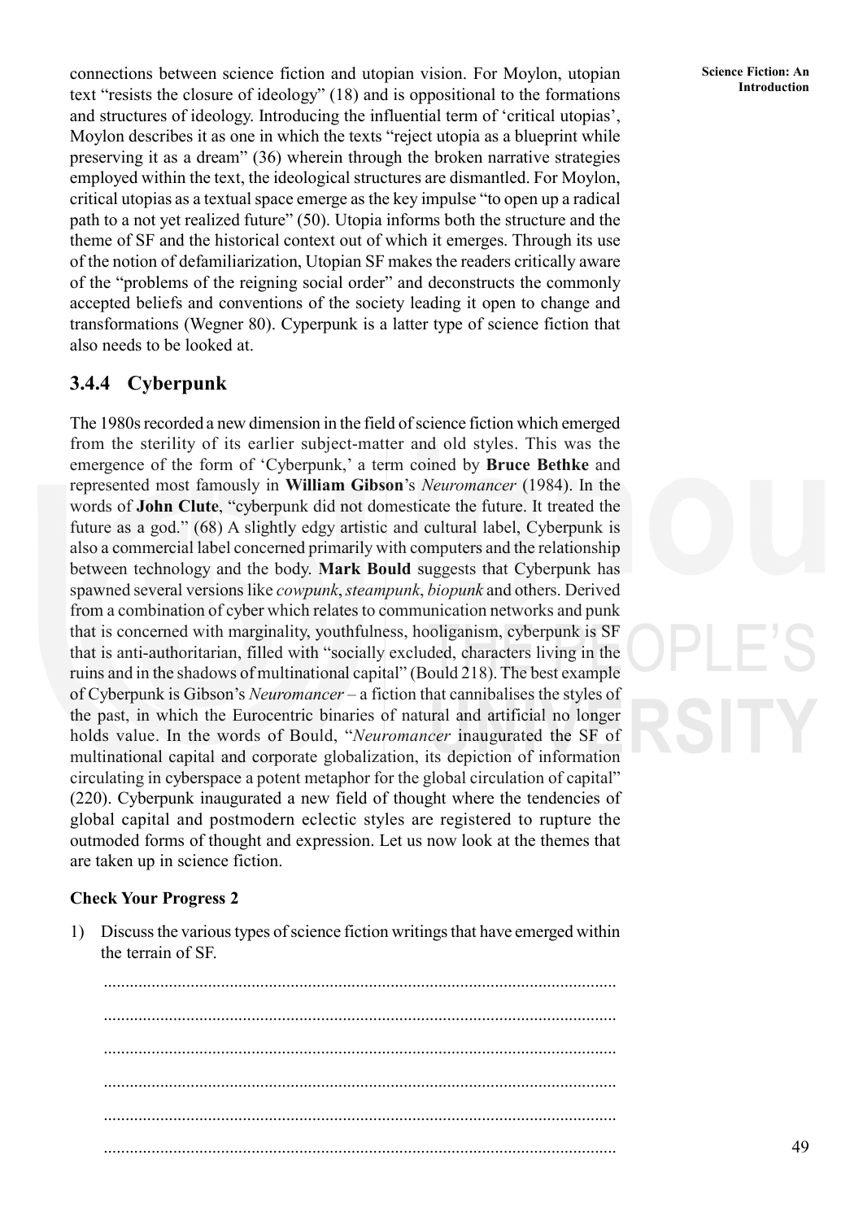connections between science fiction and utopian vision. For Moylon, utopian text "resists the closure of ideology" (18) and is oppositional to the formations and structures of ideology. Introducing the influential term of 'critical utopias', Moylon describes it as one in which the texts "reject utopia as a blueprint while preserving it as a dream" (36) wherein through the broken narrative strategies employed within the text, the ideological structures are dismantled. For Moylon, critical utopias as a textual space emerge as the key impulse "to open up a radical path to a not yet realized future" (50). Utopia informs both the structure and the theme of SF and the historical context out of which it emerges. Through its use of the notion of defamiliarization, Utopian SF makes the readers critically aware of the "problems of the reigning social order" and deconstructs the commonly accepted beliefs and conventions of the society leading it open to change and transformations (Wegner 80). Cyperpunk is a latter type of science fiction that also needs to be looked at.

### 3.4.4 Cyberpunk

The 1980s recorded a new dimension in the field of science fiction which emerged from the sterility of its earlier subject-matter and old styles. This was the emergence of the form of 'Cyberpunk,' a term coined by **Bruce Bethke** and represented most famously in **William Gibson**'s *Neuromancer* (1984). In the words of **John Clute**, "cyberpunk did not domesticate the future. It treated the future as a god." (68) A slightly edgy artistic and cultural label, Cyberpunk is also a commercial label concerned primarily with computers and the relationship between technology and the body. **Mark Bould** suggests that Cyberpunk has spawned several versions like *cowpunk*, *steampunk*, *biopunk* and others. Derived from a combination of cyber which relates to communication networks and punk that is concerned with marginality, youthfulness, hooliganism, cyberpunk is SF that is anti-authoritarian, filled with "socially excluded, characters living in the ruins and in the shadows of multinational capital" (Bould 218). The best example of Cyberpunk is Gibson's *Neuromancer* – a fiction that cannibalises the styles of the past, in which the Eurocentric binaries of natural and artificial no longer holds value. In the words of Bould, "*Neuromancer* inaugurated the SF of multinational capital and corporate globalization, its depiction of information circulating in cyberspace a potent metaphor for the global circulation of capital" (220). Cyberpunk inaugurated a new field of thought where the tendencies of global capital and postmodern eclectic styles are registered to rupture the outmoded forms of thought and expression. Let us now look at the themes that are taken up in science fiction.

**Check Your Progress 2**

1) Discuss the various types of science fiction writings that have emerged within the terrain of SF.

....................................................................................................................

....................................................................................................................

....................................................................................................................

....................................................................................................................

....................................................................................................................

....................................................................................................................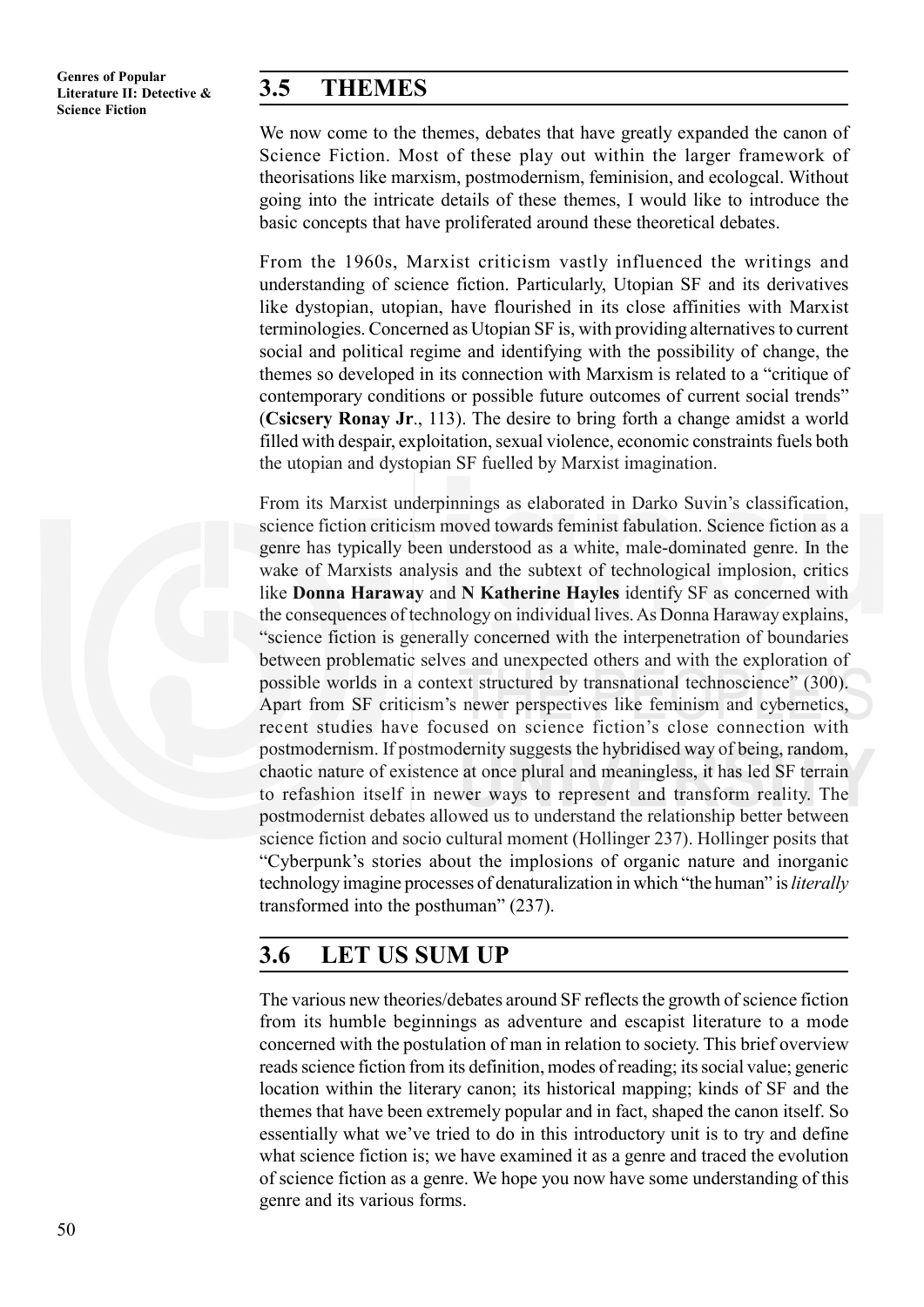## 3.5 THEMES

We now come to the themes, debates that have greatly expanded the canon of Science Fiction. Most of these play out within the larger framework of theorisations like marxism, postmodernism, feminision, and ecologcal. Without going into the intricate details of these themes, I would like to introduce the basic concepts that have proliferated around these theoretical debates.

From the 1960s, Marxist criticism vastly influenced the writings and understanding of science fiction. Particularly, Utopian SF and its derivatives like dystopian, utopian, have flourished in its close affinities with Marxist terminologies. Concerned as Utopian SF is, with providing alternatives to current social and political regime and identifying with the possibility of change, the themes so developed in its connection with Marxism is related to a "critique of contemporary conditions or possible future outcomes of current social trends" (**Csicsery Ronay Jr**., 113). The desire to bring forth a change amidst a world filled with despair, exploitation, sexual violence, economic constraints fuels both the utopian and dystopian SF fuelled by Marxist imagination.

From its Marxist underpinnings as elaborated in Darko Suvin's classification, science fiction criticism moved towards feminist fabulation. Science fiction as a genre has typically been understood as a white, male-dominated genre. In the wake of Marxists analysis and the subtext of technological implosion, critics like **Donna Haraway** and **N Katherine Hayles** identify SF as concerned with the consequences of technology on individual lives. As Donna Haraway explains, "science fiction is generally concerned with the interpenetration of boundaries between problematic selves and unexpected others and with the exploration of possible worlds in a context structured by transnational technoscience" (300). Apart from SF criticism's newer perspectives like feminism and cybernetics, recent studies have focused on science fiction's close connection with postmodernism. If postmodernity suggests the hybridised way of being, random, chaotic nature of existence at once plural and meaningless, it has led SF terrain to refashion itself in newer ways to represent and transform reality. The postmodernist debates allowed us to understand the relationship better between science fiction and socio cultural moment (Hollinger 237). Hollinger posits that "Cyberpunk's stories about the implosions of organic nature and inorganic technology imagine processes of denaturalization in which "the human" is *literally* transformed into the posthuman" (237).

## 3.6 LET US SUM UP

The various new theories/debates around SF reflects the growth of science fiction from its humble beginnings as adventure and escapist literature to a mode concerned with the postulation of man in relation to society. This brief overview reads science fiction from its definition, modes of reading; its social value; generic location within the literary canon; its historical mapping; kinds of SF and the themes that have been extremely popular and in fact, shaped the canon itself. So essentially what we've tried to do in this introductory unit is to try and define what science fiction is; we have examined it as a genre and traced the evolution of science fiction as a genre. We hope you now have some understanding of this genre and its various forms.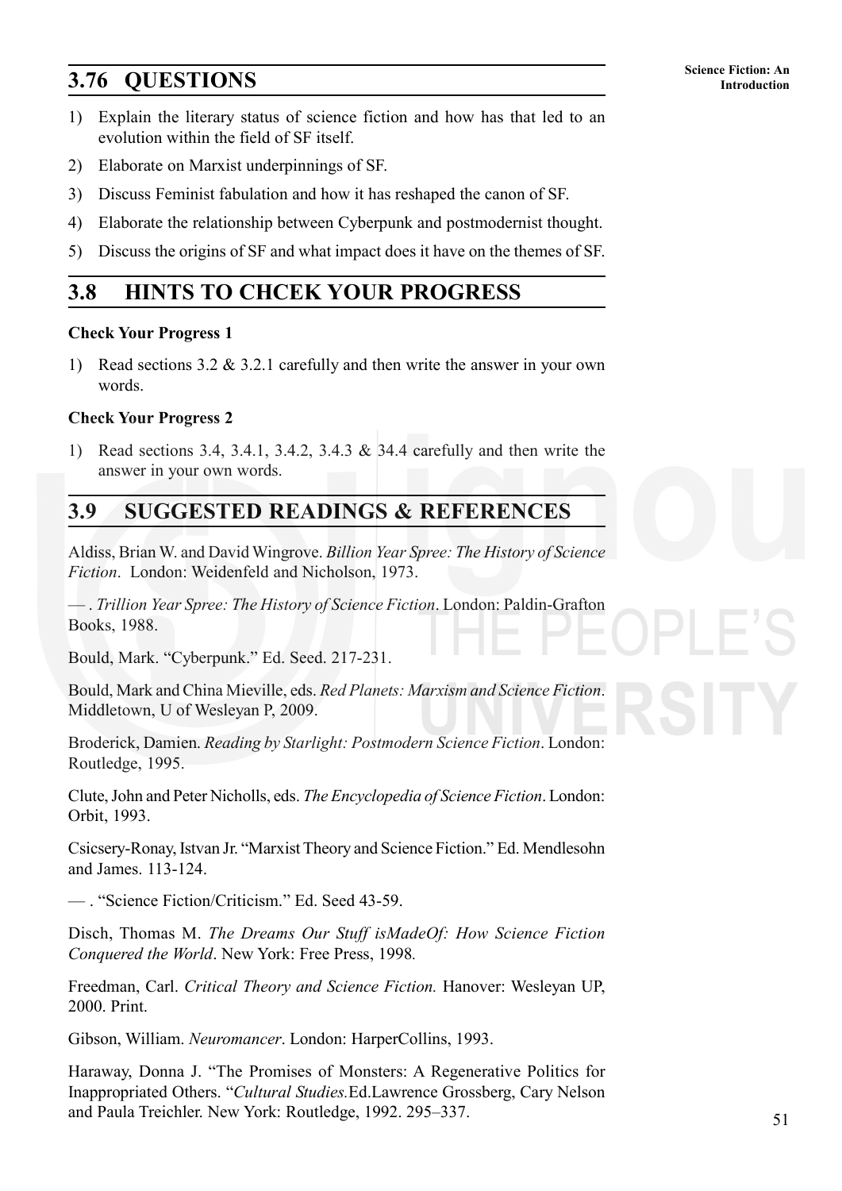## 3.76 QUESTIONS

1) Explain the literary status of science fiction and how has that led to an evolution within the field of SF itself.
2) Elaborate on Marxist underpinnings of SF.
3) Discuss Feminist fabulation and how it has reshaped the canon of SF.
4) Elaborate the relationship between Cyberpunk and postmodernist thought.
5) Discuss the origins of SF and what impact does it have on the themes of SF.

## 3.8 HINTS TO CHCEK YOUR PROGRESS

**Check Your Progress 1**

1) Read sections 3.2 & 3.2.1 carefully and then write the answer in your own words.

**Check Your Progress 2**

1) Read sections 3.4, 3.4.1, 3.4.2, 3.4.3 & 34.4 carefully and then write the answer in your own words.

## 3.9 SUGGESTED READINGS & REFERENCES

Aldiss, Brian W. and David Wingrove. *Billion Year Spree: The History of Science Fiction*. London: Weidenfeld and Nicholson, 1973.

— . *Trillion Year Spree: The History of Science Fiction*. London: Paldin-Grafton Books, 1988.

Bould, Mark. "Cyberpunk." Ed. Seed. 217-231.

Bould, Mark and China Mieville, eds. *Red Planets: Marxism and Science Fiction*. Middletown, U of Wesleyan P, 2009.

Broderick, Damien. *Reading by Starlight: Postmodern Science Fiction*. London: Routledge, 1995.

Clute, John and Peter Nicholls, eds. *The Encyclopedia of Science Fiction*. London: Orbit, 1993.

Csicsery-Ronay, Istvan Jr. "Marxist Theory and Science Fiction." Ed. Mendlesohn and James. 113-124.

— . "Science Fiction/Criticism." Ed. Seed 43-59.

Disch, Thomas M. *The Dreams Our Stuff isMadeOf: How Science Fiction Conquered the World*. New York: Free Press, 1998.

Freedman, Carl. *Critical Theory and Science Fiction.* Hanover: Wesleyan UP, 2000. Print.

Gibson, William. *Neuromancer*. London: HarperCollins, 1993.

Haraway, Donna J. "The Promises of Monsters: A Regenerative Politics for Inappropriated Others. "*Cultural Studies.*Ed.Lawrence Grossberg, Cary Nelson and Paula Treichler. New York: Routledge, 1992. 295–337.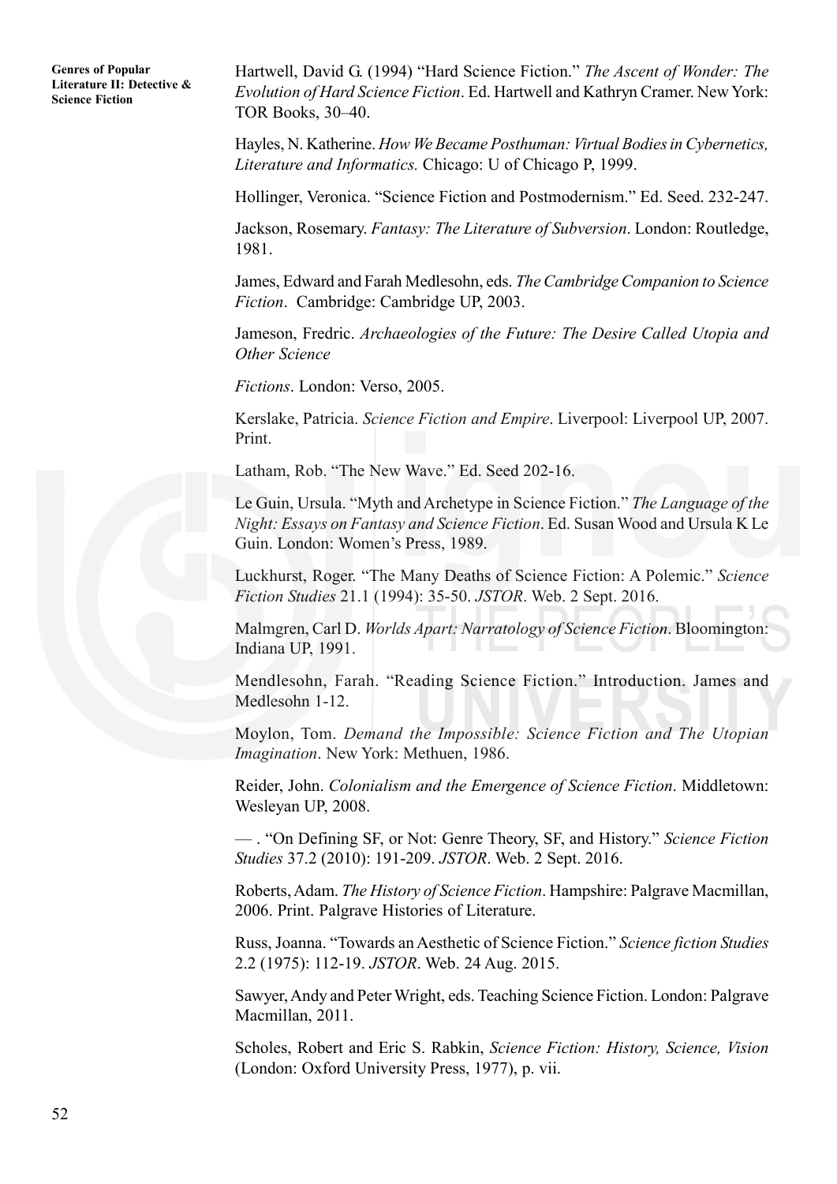Hartwell, David G. (1994) "Hard Science Fiction." *The Ascent of Wonder: The Evolution of Hard Science Fiction*. Ed. Hartwell and Kathryn Cramer. New York: TOR Books, 30–40.

Hayles, N. Katherine. *How We Became Posthuman: Virtual Bodies in Cybernetics, Literature and Informatics.* Chicago: U of Chicago P, 1999.

Hollinger, Veronica. "Science Fiction and Postmodernism." Ed. Seed. 232-247.

Jackson, Rosemary. *Fantasy: The Literature of Subversion*. London: Routledge, 1981.

James, Edward and Farah Medlesohn, eds. *The Cambridge Companion to Science Fiction*. Cambridge: Cambridge UP, 2003.

Jameson, Fredric. *Archaeologies of the Future: The Desire Called Utopia and Other Science*

*Fictions*. London: Verso, 2005.

Kerslake, Patricia. *Science Fiction and Empire*. Liverpool: Liverpool UP, 2007. Print.

Latham, Rob. "The New Wave." Ed. Seed 202-16.

Le Guin, Ursula. "Myth and Archetype in Science Fiction." *The Language of the Night: Essays on Fantasy and Science Fiction*. Ed. Susan Wood and Ursula K Le Guin. London: Women's Press, 1989.

Luckhurst, Roger. "The Many Deaths of Science Fiction: A Polemic." *Science Fiction Studies* 21.1 (1994): 35-50. *JSTOR*. Web. 2 Sept. 2016.

Malmgren, Carl D. *Worlds Apart: Narratology of Science Fiction*. Bloomington: Indiana UP, 1991.

Mendlesohn, Farah. "Reading Science Fiction." Introduction. James and Medlesohn 1-12.

Moylon, Tom. *Demand the Impossible: Science Fiction and The Utopian Imagination*. New York: Methuen, 1986.

Reider, John. *Colonialism and the Emergence of Science Fiction*. Middletown: Wesleyan UP, 2008.

— . "On Defining SF, or Not: Genre Theory, SF, and History." *Science Fiction Studies* 37.2 (2010): 191-209. *JSTOR*. Web. 2 Sept. 2016.

Roberts, Adam. *The History of Science Fiction*. Hampshire: Palgrave Macmillan, 2006. Print. Palgrave Histories of Literature.

Russ, Joanna. "Towards an Aesthetic of Science Fiction." *Science fiction Studies* 2.2 (1975): 112-19. *JSTOR*. Web. 24 Aug. 2015.

Sawyer, Andy and Peter Wright, eds. Teaching Science Fiction. London: Palgrave Macmillan, 2011.

Scholes, Robert and Eric S. Rabkin, *Science Fiction: History, Science, Vision* (London: Oxford University Press, 1977), p. vii.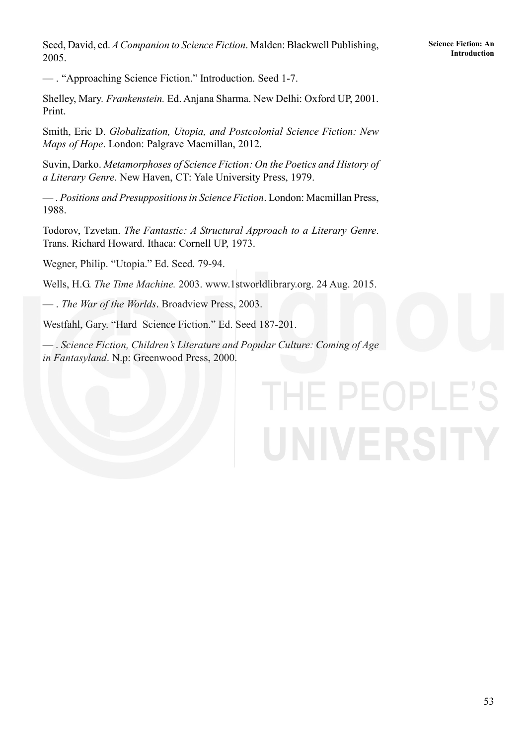Seed, David, ed. *A Companion to Science Fiction*. Malden: Blackwell Publishing, 2005.

— . "Approaching Science Fiction." Introduction. Seed 1-7.

Shelley, Mary. *Frankenstein.* Ed. Anjana Sharma. New Delhi: Oxford UP, 2001. Print.

Smith, Eric D. *Globalization, Utopia, and Postcolonial Science Fiction: New Maps of Hope*. London: Palgrave Macmillan, 2012.

Suvin, Darko. *Metamorphoses of Science Fiction: On the Poetics and History of a Literary Genre*. New Haven, CT: Yale University Press, 1979.

— . *Positions and Presuppositions in Science Fiction*. London: Macmillan Press, 1988.

Todorov, Tzvetan. *The Fantastic: A Structural Approach to a Literary Genre*. Trans. Richard Howard. Ithaca: Cornell UP, 1973.

Wegner, Philip. "Utopia." Ed. Seed. 79-94.

Wells, H.G. *The Time Machine.* 2003. www.1stworldlibrary.org. 24 Aug. 2015.

— . *The War of the Worlds*. Broadview Press, 2003.

Westfahl, Gary. "Hard Science Fiction." Ed. Seed 187-201.

— . *Science Fiction, Children's Literature and Popular Culture: Coming of Age in Fantasyland*. N.p: Greenwood Press, 2000.